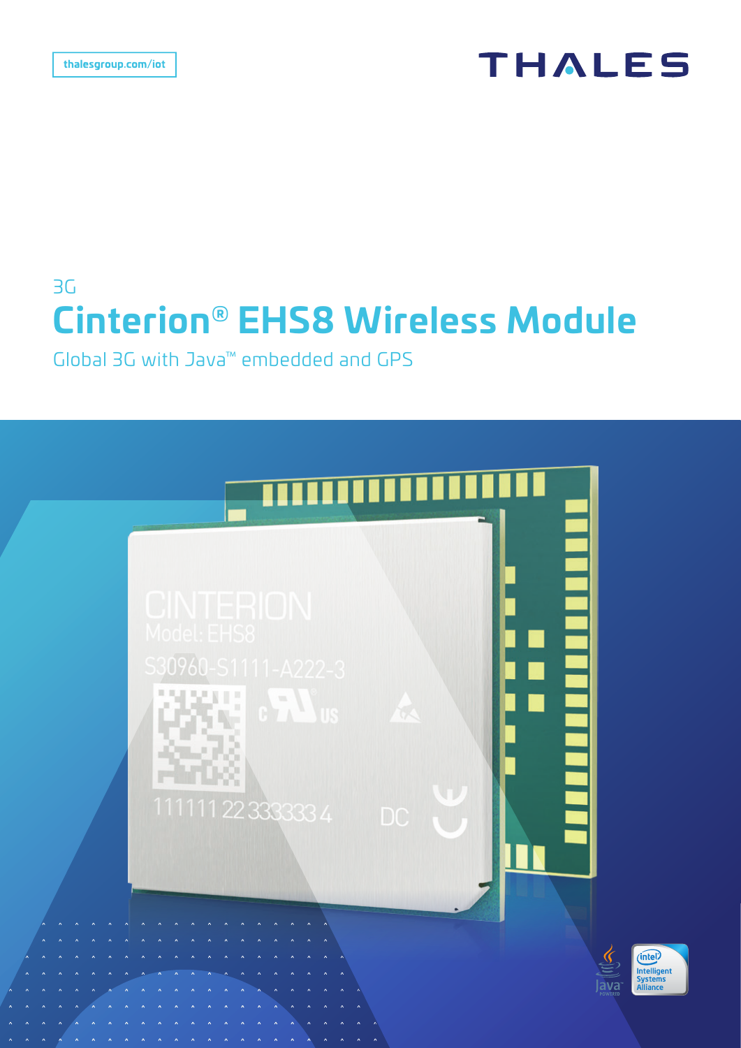thalesgroup.com/iot

THALES

3G

# Cinterion® EHS8 Wireless Module

Global 3G with Java™ embedded and GPS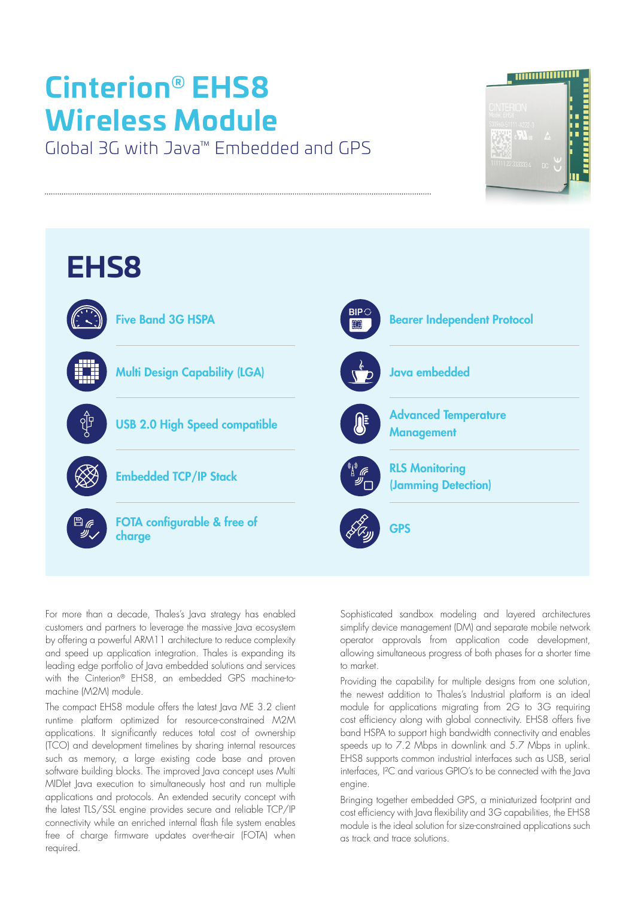# Cinterion® EHS8 Wireless Module

Global 3G with Java™ Embedded and GPS

## EHS8

- Five Band 3G HSPA
- Multi Design Capability (LGA)
- USB 2.0 High Speed compatible
- Embedded TCP/IP Stack
- FOTA configurable & free of charge
- Bearer Independent Protocol
- Java embedded
- Advanced Temperature Management
- RLS Monitoring (Jamming Detection)
- GPS

For more than a decade, Thales's Java strategy has enabled customers and partners to leverage the massive Java ecosystem by offering a powerful ARM11 architecture to reduce complexity and speed up application integration. Thales is expanding its leading edge portfolio of Java embedded solutions and services with the Cinterion® EHS8, an embedded GPS machine-to-machine (M2M) module.

The compact EHS8 module offers the latest Java ME 3.2 client runtime platform optimized for resource-constrained M2M applications. It significantly reduces total cost of ownership (TCO) and development timelines by sharing internal resources such as memory, a large existing code base and proven software building blocks. The improved Java concept uses Multi MIDlet Java execution to simultaneously host and run multiple applications and protocols. An extended security concept with the latest TLS/SSL engine provides secure and reliable TCP/IP connectivity while an enriched internal flash file system enables free of charge firmware updates over-the-air (FOTA) when required.

Sophisticated sandbox modeling and layered architectures simplify device management (DM) and separate mobile network operator approvals from application code development, allowing simultaneous progress of both phases for a shorter time to market.

Providing the capability for multiple designs from one solution, the newest addition to Thales's Industrial platform is an ideal module for applications migrating from 2G to 3G requiring cost efficiency along with global connectivity. EHS8 offers five band HSPA to support high bandwidth connectivity and enables speeds up to 7.2 Mbps in downlink and 5.7 Mbps in uplink. EHS8 supports common industrial interfaces such as USB, serial interfaces, I²C and various GPIO's to be connected with the Java engine.

Bringing together embedded GPS, a miniaturized footprint and cost efficiency with Java flexibility and 3G capabilities, the EHS8 module is the ideal solution for size-constrained applications such as track and trace solutions.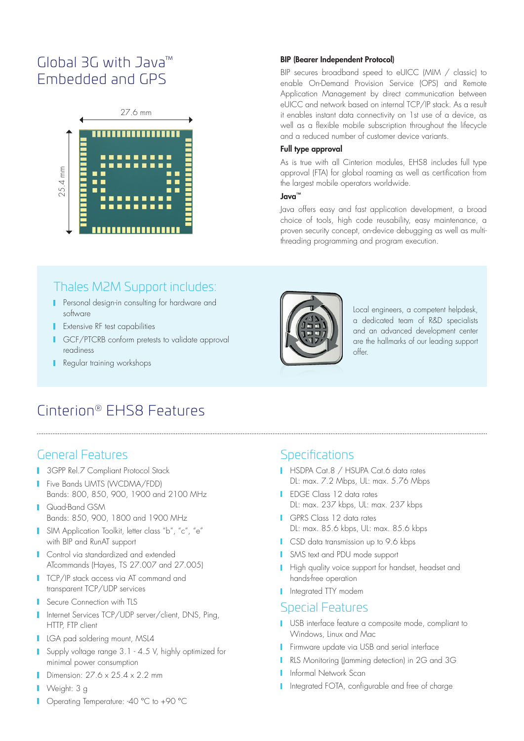# Global 3G with Java™ Embedded and GPS

27.6 mm

25.4 mm

### BIP (Bearer Independent Protocol)

BIP secures broadband speed to eUICC (MIM / classic) to enable On-Demand Provision Service (OPS) and Remote Application Management by direct communication between eUICC and network based on internal TCP/IP stack. As a result it enables instant data connectivity on 1st use of a device, as well as a flexible mobile subscription throughout the lifecycle and a reduced number of customer device variants.

### Full type approval

As is true with all Cinterion modules, EHS8 includes full type approval (FTA) for global roaming as well as certification from the largest mobile operators worldwide.

### Java™

Java offers easy and fast application development, a broad choice of tools, high code reusability, easy maintenance, a proven security concept, on-device debugging as well as multi-threading programming and program execution.

## Thales M2M Support includes:

- Personal design-in consulting for hardware and software
- Extensive RF test capabilities
- GCF/PTCRB conform pretests to validate approval readiness
- Regular training workshops

Local engineers, a competent helpdesk, a dedicated team of R&D specialists and an advanced development center are the hallmarks of our leading support offer.

# Cinterion® EHS8 Features

## General Features

- 3GPP Rel.7 Compliant Protocol Stack
- Five Bands UMTS (WCDMA/FDD)
  Bands: 800, 850, 900, 1900 and 2100 MHz
- Quad-Band GSM
  Bands: 850, 900, 1800 and 1900 MHz
- SIM Application Toolkit, letter class "b", "c", "e" with BIP and RunAT support
- Control via standardized and extended ATcommands (Hayes, TS 27.007 and 27.005)
- TCP/IP stack access via AT command and transparent TCP/UDP services
- Secure Connection with TLS
- Internet Services TCP/UDP server/client, DNS, Ping, HTTP, FTP client
- LGA pad soldering mount, MSL4
- Supply voltage range 3.1 - 4.5 V, highly optimized for minimal power consumption
- Dimension: 27.6 x 25.4 x 2.2 mm
- Weight: 3 g
- Operating Temperature: -40 °C to +90 °C

## Specifications

- HSDPA Cat.8 / HSUPA Cat.6 data rates
  DL: max. 7.2 Mbps, UL: max. 5.76 Mbps
- EDGE Class 12 data rates
  DL: max. 237 kbps, UL: max. 237 kbps
- GPRS Class 12 data rates
  DL: max. 85.6 kbps, UL: max. 85.6 kbps
- CSD data transmission up to 9.6 kbps
- SMS text and PDU mode support
- High quality voice support for handset, headset and hands-free operation
- Integrated TTY modem

## Special Features

- USB interface feature a composite mode, compliant to Windows, Linux and Mac
- Firmware update via USB and serial interface
- RLS Monitoring (Jamming detection) in 2G and 3G
- Informal Network Scan
- Integrated FOTA, configurable and free of charge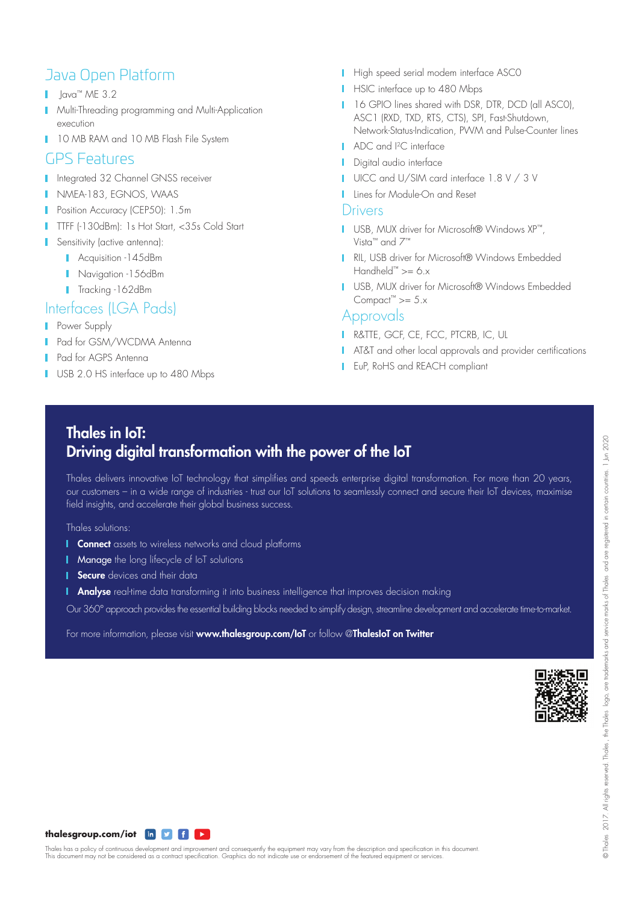## Java Open Platform

- Java™ ME 3.2
- Multi-Threading programming and Multi-Application execution
- 10 MB RAM and 10 MB Flash File System

## GPS Features

- Integrated 32 Channel GNSS receiver
- NMEA-183, EGNOS, WAAS
- Position Accuracy (CEP50): 1.5m
- TTFF (-130dBm): 1s Hot Start, <35s Cold Start
- Sensitivity (active antenna):
  - Acquisition -145dBm
  - Navigation -156dBm
  - Tracking -162dBm

## Interfaces (LGA Pads)

- Power Supply
- Pad for GSM/WCDMA Antenna
- Pad for AGPS Antenna
- USB 2.0 HS interface up to 480 Mbps
- High speed serial modem interface ASC0
- HSIC interface up to 480 Mbps
- 16 GPIO lines shared with DSR, DTR, DCD (all ASC0), ASC1 (RXD, TXD, RTS, CTS), SPI, Fast-Shutdown, Network-Status-Indication, PWM and Pulse-Counter lines
- ADC and I²C interface
- Digital audio interface
- UICC and U/SIM card interface 1.8 V / 3 V
- Lines for Module-On and Reset

## Drivers

- USB, MUX driver for Microsoft® Windows XP™, Vista™ and 7™
- RIL, USB driver for Microsoft® Windows Embedded Handheld™ >= 6.x
- USB, MUX driver for Microsoft® Windows Embedded Compact™ >= 5.x

## Approvals

- R&TTE, GCF, CE, FCC, PTCRB, IC, UL
- AT&T and other local approvals and provider certifications
- EuP, RoHS and REACH compliant

## Thales in IoT: Driving digital transformation with the power of the IoT

Thales delivers innovative IoT technology that simplifies and speeds enterprise digital transformation. For more than 20 years, our customers – in a wide range of industries - trust our IoT solutions to seamlessly connect and secure their IoT devices, maximise field insights, and accelerate their global business success.

Thales solutions:

- **Connect** assets to wireless networks and cloud platforms
- **Manage** the long lifecycle of IoT solutions
- **Secure** devices and their data
- **Analyse** real-time data transforming it into business intelligence that improves decision making

Our 360° approach provides the essential building blocks needed to simplify design, streamline development and accelerate time-to-market.

For more information, please visit **www.thalesgroup.com/IoT** or follow **@ThalesIoT on Twitter**

**thalesgroup.com/iot**

Thales has a policy of continuous development and improvement and consequently the equipment may vary from the description and specification in this document. This document may not be considered as a contract specification. Graphics do not indicate use or endorsement of the featured equipment or services.

© Thales 2017. All rights reserved. Thales, the Thales logo, are trademarks and service marks of Thales and are registered in certain countries. 1 Jun 2020